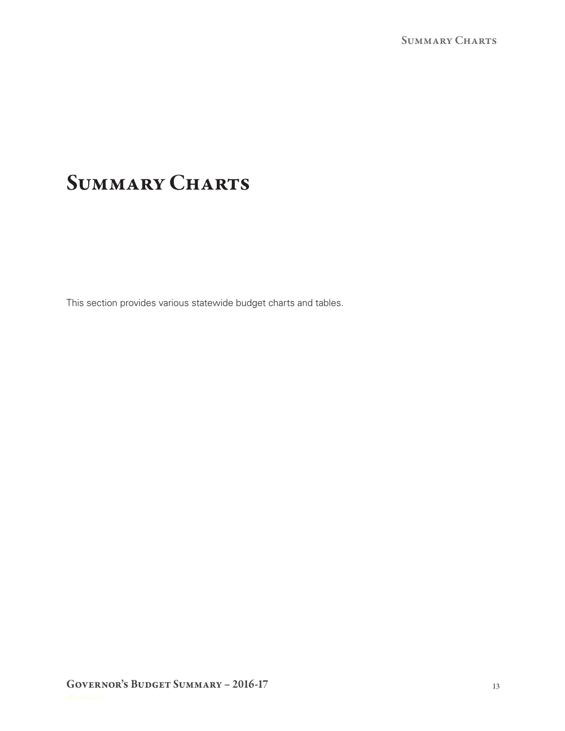# Summary Charts

This section provides various statewide budget charts and tables.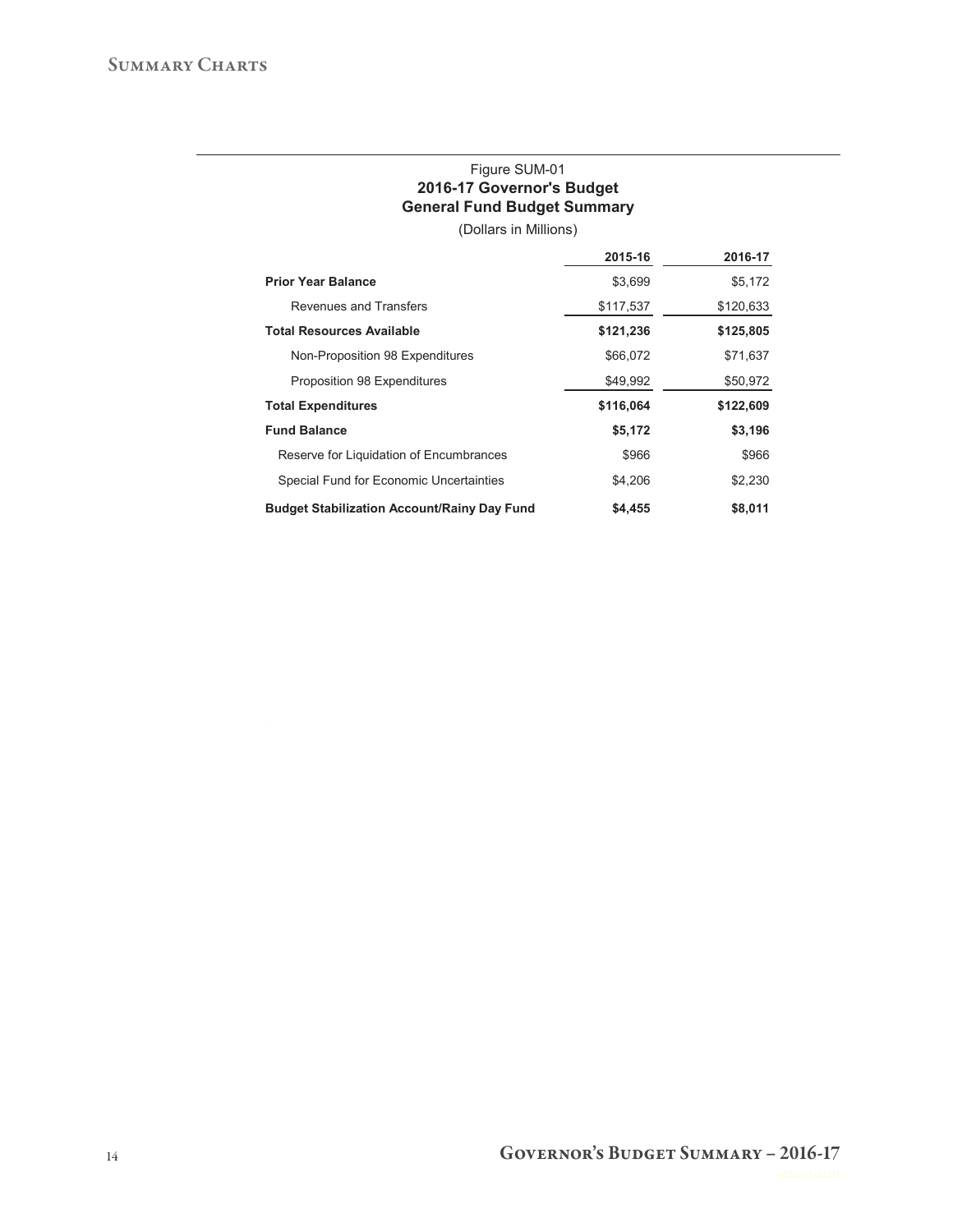Figure SUM-01

**2016-17 Governor's Budget**

**General Fund Budget Summary**

(Dollars in Millions)

| | 2015-16 | 2016-17 |
|---|---|---|
| **Prior Year Balance** | $3,699 | $5,172 |
| Revenues and Transfers | $117,537 | $120,633 |
| **Total Resources Available** | **$121,236** | **$125,805** |
| Non-Proposition 98 Expenditures | $66,072 | $71,637 |
| Proposition 98 Expenditures | $49,992 | $50,972 |
| **Total Expenditures** | **$116,064** | **$122,609** |
| **Fund Balance** | **$5,172** | **$3,196** |
| Reserve for Liquidation of Encumbrances | $966 | $966 |
| Special Fund for Economic Uncertainties | $4,206 | $2,230 |
| **Budget Stabilization Account/Rainy Day Fund** | **$4,455** | **$8,011** |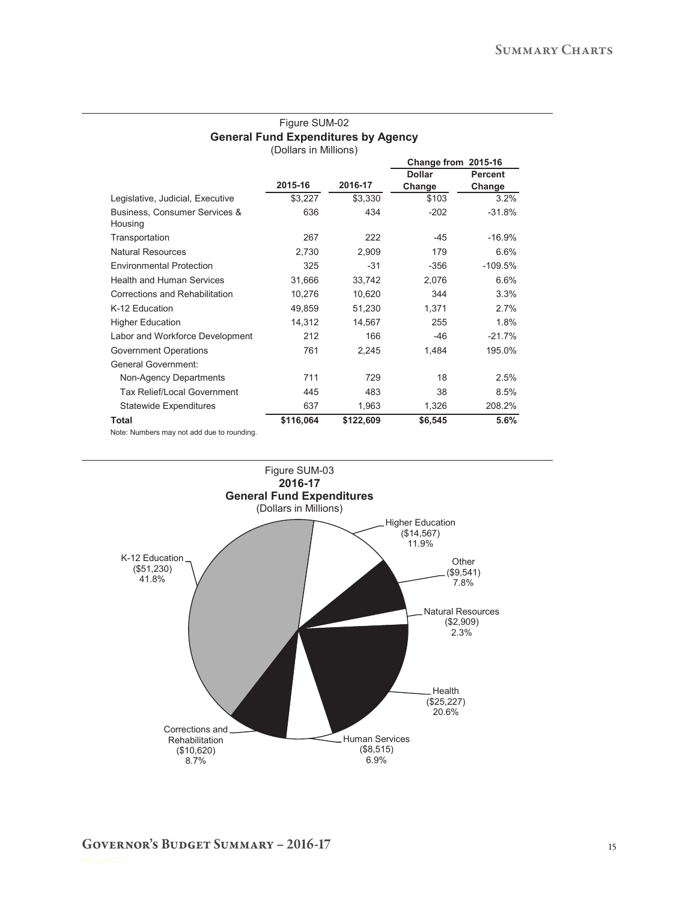Figure SUM-02

**General Fund Expenditures by Agency**

(Dollars in Millions)

| | | | Change from 2015-16 | |
|---|---|---|---|---|
| | 2015-16 | 2016-17 | Dollar Change | Percent Change |
| Legislative, Judicial, Executive | $3,227 | $3,330 | $103 | 3.2% |
| Business, Consumer Services & Housing | 636 | 434 | -202 | -31.8% |
| Transportation | 267 | 222 | -45 | -16.9% |
| Natural Resources | 2,730 | 2,909 | 179 | 6.6% |
| Environmental Protection | 325 | -31 | -356 | -109.5% |
| Health and Human Services | 31,666 | 33,742 | 2,076 | 6.6% |
| Corrections and Rehabilitation | 10,276 | 10,620 | 344 | 3.3% |
| K-12 Education | 49,859 | 51,230 | 1,371 | 2.7% |
| Higher Education | 14,312 | 14,567 | 255 | 1.8% |
| Labor and Workforce Development | 212 | 166 | -46 | -21.7% |
| Government Operations | 761 | 2,245 | 1,484 | 195.0% |
| General Government: | | | | |
| Non-Agency Departments | 711 | 729 | 18 | 2.5% |
| Tax Relief/Local Government | 445 | 483 | 38 | 8.5% |
| Statewide Expenditures | 637 | 1,963 | 1,326 | 208.2% |
| **Total** | **$116,064** | **$122,609** | **$6,545** | **5.6%** |

Note: Numbers may not add due to rounding.

Figure SUM-03

**2016-17**

**General Fund Expenditures**

(Dollars in Millions)

| Category | Amount | Percent |
|---|---|---|
| K-12 Education | ($51,230) | 41.8% |
| Higher Education | ($14,567) | 11.9% |
| Other | ($9,541) | 7.8% |
| Natural Resources | ($2,909) | 2.3% |
| Health | ($25,227) | 20.6% |
| Human Services | ($8,515) | 6.9% |
| Corrections and Rehabilitation | ($10,620) | 8.7% |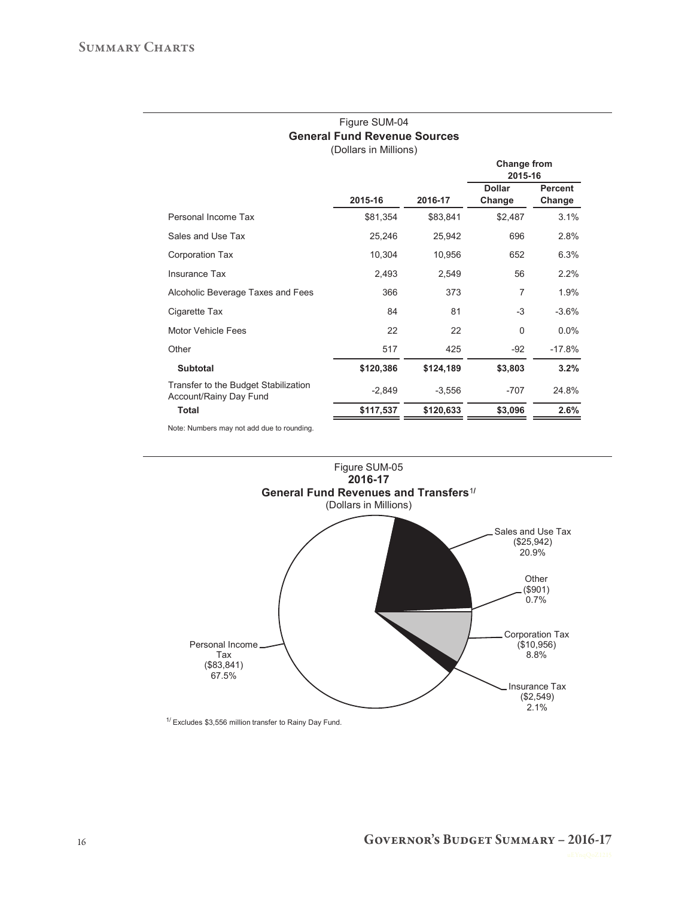Figure SUM-04

**General Fund Revenue Sources**

(Dollars in Millions)

| | 2015-16 | 2016-17 | Change from 2015-16 Dollar Change | Change from 2015-16 Percent Change |
|---|---|---|---|---|
| Personal Income Tax | $81,354 | $83,841 | $2,487 | 3.1% |
| Sales and Use Tax | 25,246 | 25,942 | 696 | 2.8% |
| Corporation Tax | 10,304 | 10,956 | 652 | 6.3% |
| Insurance Tax | 2,493 | 2,549 | 56 | 2.2% |
| Alcoholic Beverage Taxes and Fees | 366 | 373 | 7 | 1.9% |
| Cigarette Tax | 84 | 81 | -3 | -3.6% |
| Motor Vehicle Fees | 22 | 22 | 0 | 0.0% |
| Other | 517 | 425 | -92 | -17.8% |
| **Subtotal** | **$120,386** | **$124,189** | **$3,803** | **3.2%** |
| Transfer to the Budget Stabilization Account/Rainy Day Fund | -2,849 | -3,556 | -707 | 24.8% |
| **Total** | **$117,537** | **$120,633** | **$3,096** | **2.6%** |

Note: Numbers may not add due to rounding.

Figure SUM-05

**2016-17**

**General Fund Revenues and Transfers**[1/]

(Dollars in Millions)

| Source | Amount | Percent |
|---|---|---|
| Personal Income Tax | ($83,841) | 67.5% |
| Sales and Use Tax | ($25,942) | 20.9% |
| Other | ($901) | 0.7% |
| Corporation Tax | ($10,956) | 8.8% |
| Insurance Tax | ($2,549) | 2.1% |

[1/] Excludes $3,556 million transfer to Rainy Day Fund.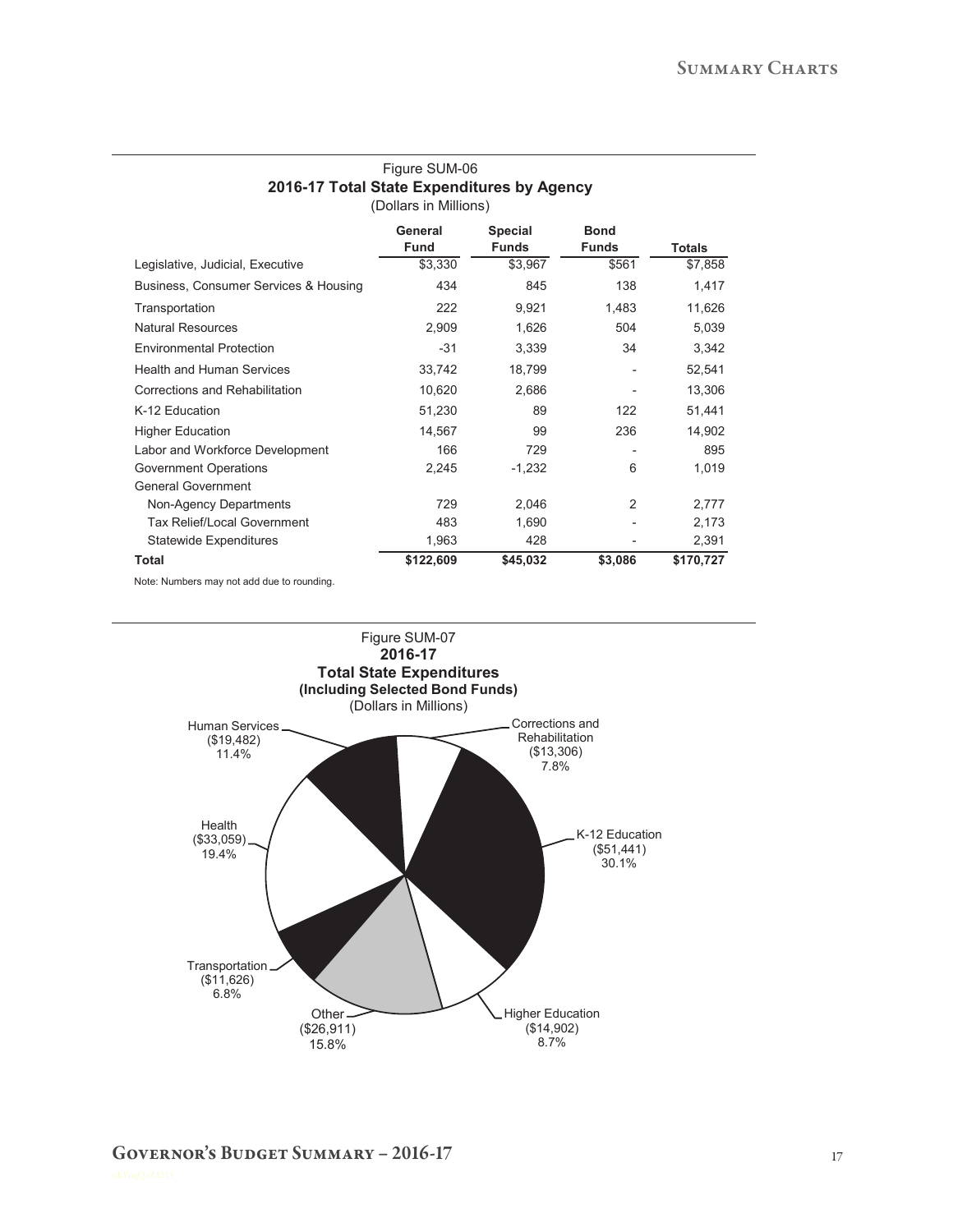Figure SUM-06

**2016-17 Total State Expenditures by Agency**

(Dollars in Millions)

| | General Fund | Special Funds | Bond Funds | Totals |
|---|---|---|---|---|
| Legislative, Judicial, Executive | $3,330 | $3,967 | $561 | $7,858 |
| Business, Consumer Services & Housing | 434 | 845 | 138 | 1,417 |
| Transportation | 222 | 9,921 | 1,483 | 11,626 |
| Natural Resources | 2,909 | 1,626 | 504 | 5,039 |
| Environmental Protection | -31 | 3,339 | 34 | 3,342 |
| Health and Human Services | 33,742 | 18,799 | - | 52,541 |
| Corrections and Rehabilitation | 10,620 | 2,686 | - | 13,306 |
| K-12 Education | 51,230 | 89 | 122 | 51,441 |
| Higher Education | 14,567 | 99 | 236 | 14,902 |
| Labor and Workforce Development | 166 | 729 | - | 895 |
| Government Operations | 2,245 | -1,232 | 6 | 1,019 |
| General Government | | | | |
| Non-Agency Departments | 729 | 2,046 | 2 | 2,777 |
| Tax Relief/Local Government | 483 | 1,690 | - | 2,173 |
| Statewide Expenditures | 1,963 | 428 | - | 2,391 |
| **Total** | **$122,609** | **$45,032** | **$3,086** | **$170,727** |

Note: Numbers may not add due to rounding.

Figure SUM-07

**2016-17**

**Total State Expenditures**

**(Including Selected Bond Funds)**

(Dollars in Millions)

Human Services ($19,482) 11.4%

Corrections and Rehabilitation ($13,306) 7.8%

Health ($33,059) 19.4%

K-12 Education ($51,441) 30.1%

Transportation ($11,626) 6.8%

Other ($26,911) 15.8%

Higher Education ($14,902) 8.7%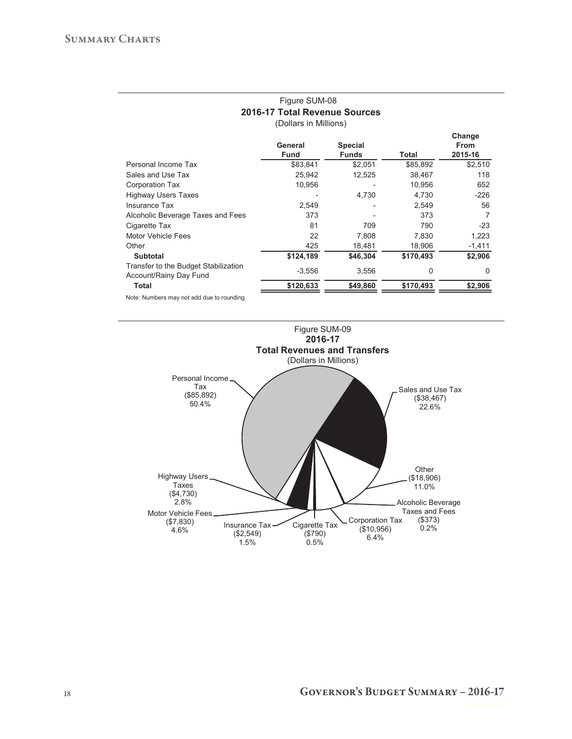Figure SUM-08

**2016-17 Total Revenue Sources**

(Dollars in Millions)

| | General Fund | Special Funds | Total | Change From 2015-16 |
|---|---|---|---|---|
| Personal Income Tax | $83,841 | $2,051 | $85,892 | $2,510 |
| Sales and Use Tax | 25,942 | 12,525 | 38,467 | 118 |
| Corporation Tax | 10,956 | - | 10,956 | 652 |
| Highway Users Taxes | - | 4,730 | 4,730 | -226 |
| Insurance Tax | 2,549 | - | 2,549 | 56 |
| Alcoholic Beverage Taxes and Fees | 373 | - | 373 | 7 |
| Cigarette Tax | 81 | 709 | 790 | -23 |
| Motor Vehicle Fees | 22 | 7,808 | 7,830 | 1,223 |
| Other | 425 | 18,481 | 18,906 | -1,411 |
| **Subtotal** | **$124,189** | **$46,304** | **$170,493** | **$2,906** |
| Transfer to the Budget Stabilization Account/Rainy Day Fund | -3,556 | 3,556 | 0 | 0 |
| **Total** | **$120,633** | **$49,860** | **$170,493** | **$2,906** |

Note: Numbers may not add due to rounding.

Figure SUM-09

**2016-17**

**Total Revenues and Transfers**

(Dollars in Millions)

Personal Income Tax ($85,892) 50.4%

Sales and Use Tax ($38,467) 22.6%

Other ($18,906) 11.0%

Alcoholic Beverage Taxes and Fees ($373) 0.2%

Corporation Tax ($10,956) 6.4%

Cigarette Tax ($790) 0.5%

Insurance Tax ($2,549) 1.5%

Motor Vehicle Fees ($7,830) 4.6%

Highway Users Taxes ($4,730) 2.8%